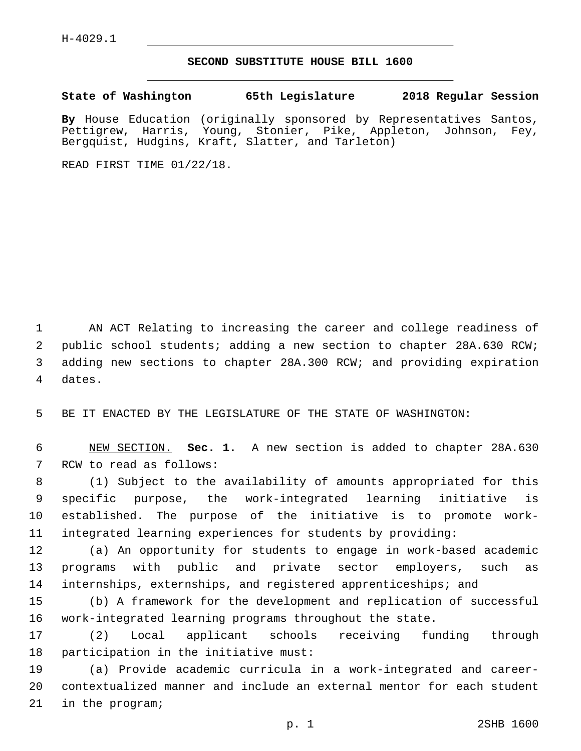H-4029.1

# SECOND SUBSTITUTE HOUSE BILL 1600

**State of Washington 65th Legislature 2018 Regular Session**

**By** House Education (originally sponsored by Representatives Santos, Pettigrew, Harris, Young, Stonier, Pike, Appleton, Johnson, Fey, Bergquist, Hudgins, Kraft, Slatter, and Tarleton)

READ FIRST TIME 01/22/18.

AN ACT Relating to increasing the career and college readiness of public school students; adding a new section to chapter 28A.630 RCW; adding new sections to chapter 28A.300 RCW; and providing expiration dates.

BE IT ENACTED BY THE LEGISLATURE OF THE STATE OF WASHINGTON:

NEW SECTION. **Sec. 1.** A new section is added to chapter 28A.630 RCW to read as follows:

(1) Subject to the availability of amounts appropriated for this specific purpose, the work-integrated learning initiative is established. The purpose of the initiative is to promote work-integrated learning experiences for students by providing:

(a) An opportunity for students to engage in work-based academic programs with public and private sector employers, such as internships, externships, and registered apprenticeships; and

(b) A framework for the development and replication of successful work-integrated learning programs throughout the state.

(2) Local applicant schools receiving funding through participation in the initiative must:

(a) Provide academic curricula in a work-integrated and career-contextualized manner and include an external mentor for each student in the program;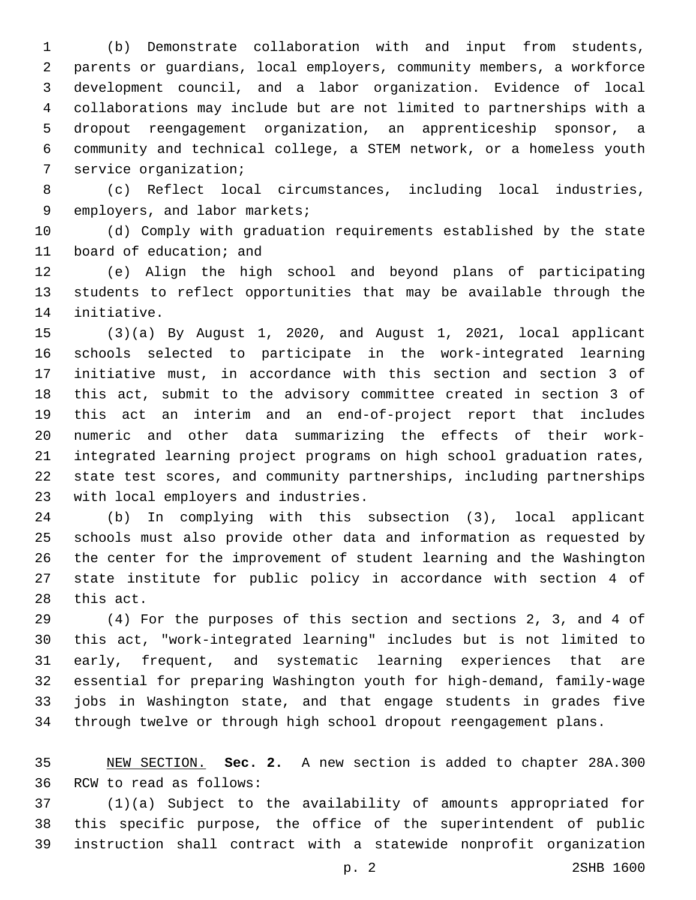(b) Demonstrate collaboration with and input from students, parents or guardians, local employers, community members, a workforce development council, and a labor organization. Evidence of local collaborations may include but are not limited to partnerships with a dropout reengagement organization, an apprenticeship sponsor, a community and technical college, a STEM network, or a homeless youth service organization;

(c) Reflect local circumstances, including local industries, employers, and labor markets;

(d) Comply with graduation requirements established by the state board of education; and

(e) Align the high school and beyond plans of participating students to reflect opportunities that may be available through the initiative.

(3)(a) By August 1, 2020, and August 1, 2021, local applicant schools selected to participate in the work-integrated learning initiative must, in accordance with this section and section 3 of this act, submit to the advisory committee created in section 3 of this act an interim and an end-of-project report that includes numeric and other data summarizing the effects of their work-integrated learning project programs on high school graduation rates, state test scores, and community partnerships, including partnerships with local employers and industries.

(b) In complying with this subsection (3), local applicant schools must also provide other data and information as requested by the center for the improvement of student learning and the Washington state institute for public policy in accordance with section 4 of this act.

(4) For the purposes of this section and sections 2, 3, and 4 of this act, "work-integrated learning" includes but is not limited to early, frequent, and systematic learning experiences that are essential for preparing Washington youth for high-demand, family-wage jobs in Washington state, and that engage students in grades five through twelve or through high school dropout reengagement plans.

NEW SECTION. **Sec. 2.** A new section is added to chapter 28A.300 RCW to read as follows:

(1)(a) Subject to the availability of amounts appropriated for this specific purpose, the office of the superintendent of public instruction shall contract with a statewide nonprofit organization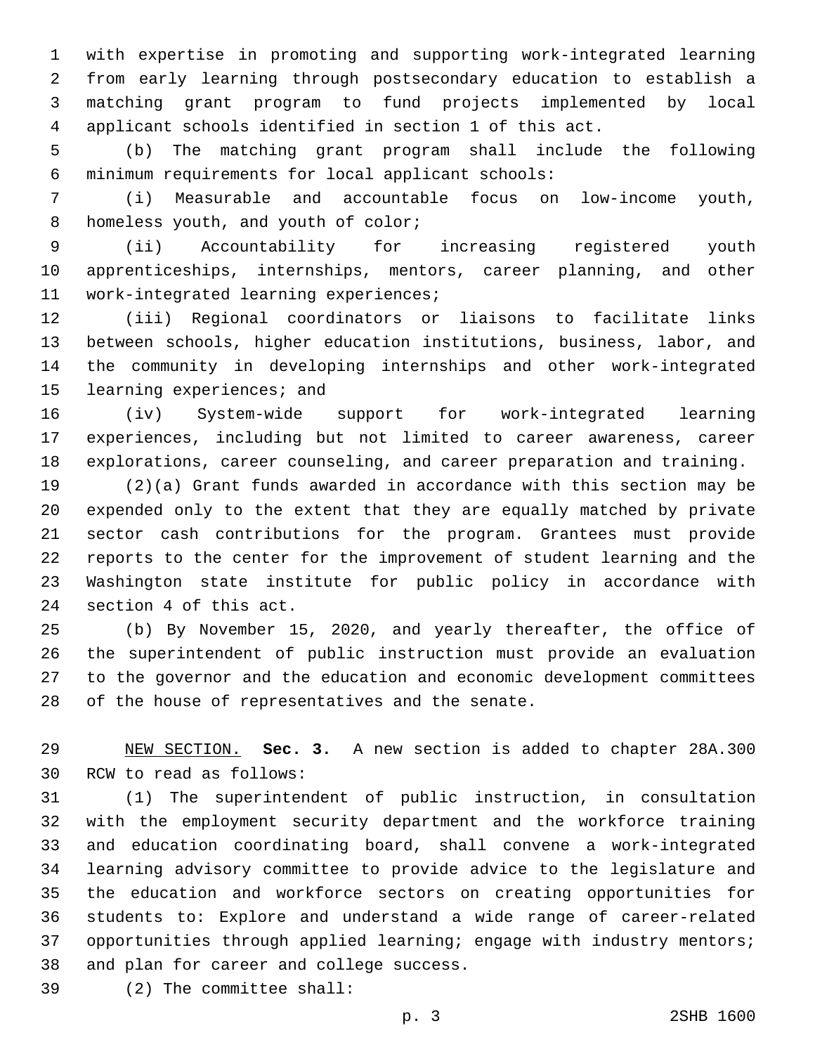with expertise in promoting and supporting work-integrated learning from early learning through postsecondary education to establish a matching grant program to fund projects implemented by local applicant schools identified in section 1 of this act.

(b) The matching grant program shall include the following minimum requirements for local applicant schools:

(i) Measurable and accountable focus on low-income youth, homeless youth, and youth of color;

(ii) Accountability for increasing registered youth apprenticeships, internships, mentors, career planning, and other work-integrated learning experiences;

(iii) Regional coordinators or liaisons to facilitate links between schools, higher education institutions, business, labor, and the community in developing internships and other work-integrated learning experiences; and

(iv) System-wide support for work-integrated learning experiences, including but not limited to career awareness, career explorations, career counseling, and career preparation and training.

(2)(a) Grant funds awarded in accordance with this section may be expended only to the extent that they are equally matched by private sector cash contributions for the program. Grantees must provide reports to the center for the improvement of student learning and the Washington state institute for public policy in accordance with section 4 of this act.

(b) By November 15, 2020, and yearly thereafter, the office of the superintendent of public instruction must provide an evaluation to the governor and the education and economic development committees of the house of representatives and the senate.

NEW SECTION. **Sec. 3.** A new section is added to chapter 28A.300 RCW to read as follows:

(1) The superintendent of public instruction, in consultation with the employment security department and the workforce training and education coordinating board, shall convene a work-integrated learning advisory committee to provide advice to the legislature and the education and workforce sectors on creating opportunities for students to: Explore and understand a wide range of career-related opportunities through applied learning; engage with industry mentors; and plan for career and college success.

(2) The committee shall: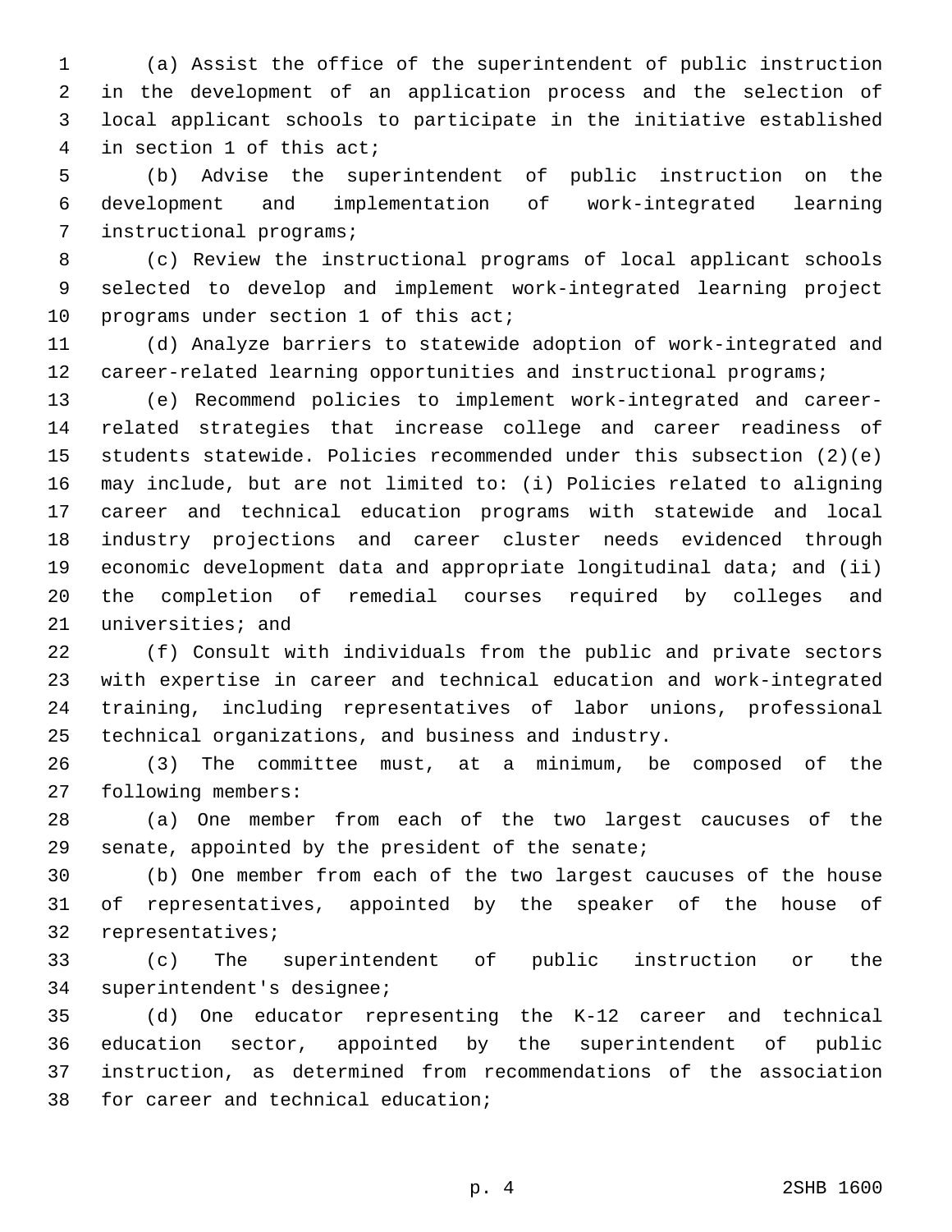(a) Assist the office of the superintendent of public instruction in the development of an application process and the selection of local applicant schools to participate in the initiative established in section 1 of this act;

(b) Advise the superintendent of public instruction on the development and implementation of work-integrated learning instructional programs;

(c) Review the instructional programs of local applicant schools selected to develop and implement work-integrated learning project programs under section 1 of this act;

(d) Analyze barriers to statewide adoption of work-integrated and career-related learning opportunities and instructional programs;

(e) Recommend policies to implement work-integrated and career-related strategies that increase college and career readiness of students statewide. Policies recommended under this subsection (2)(e) may include, but are not limited to: (i) Policies related to aligning career and technical education programs with statewide and local industry projections and career cluster needs evidenced through economic development data and appropriate longitudinal data; and (ii) the completion of remedial courses required by colleges and universities; and

(f) Consult with individuals from the public and private sectors with expertise in career and technical education and work-integrated training, including representatives of labor unions, professional technical organizations, and business and industry.

(3) The committee must, at a minimum, be composed of the following members:

(a) One member from each of the two largest caucuses of the senate, appointed by the president of the senate;

(b) One member from each of the two largest caucuses of the house of representatives, appointed by the speaker of the house of representatives;

(c) The superintendent of public instruction or the superintendent's designee;

(d) One educator representing the K-12 career and technical education sector, appointed by the superintendent of public instruction, as determined from recommendations of the association for career and technical education;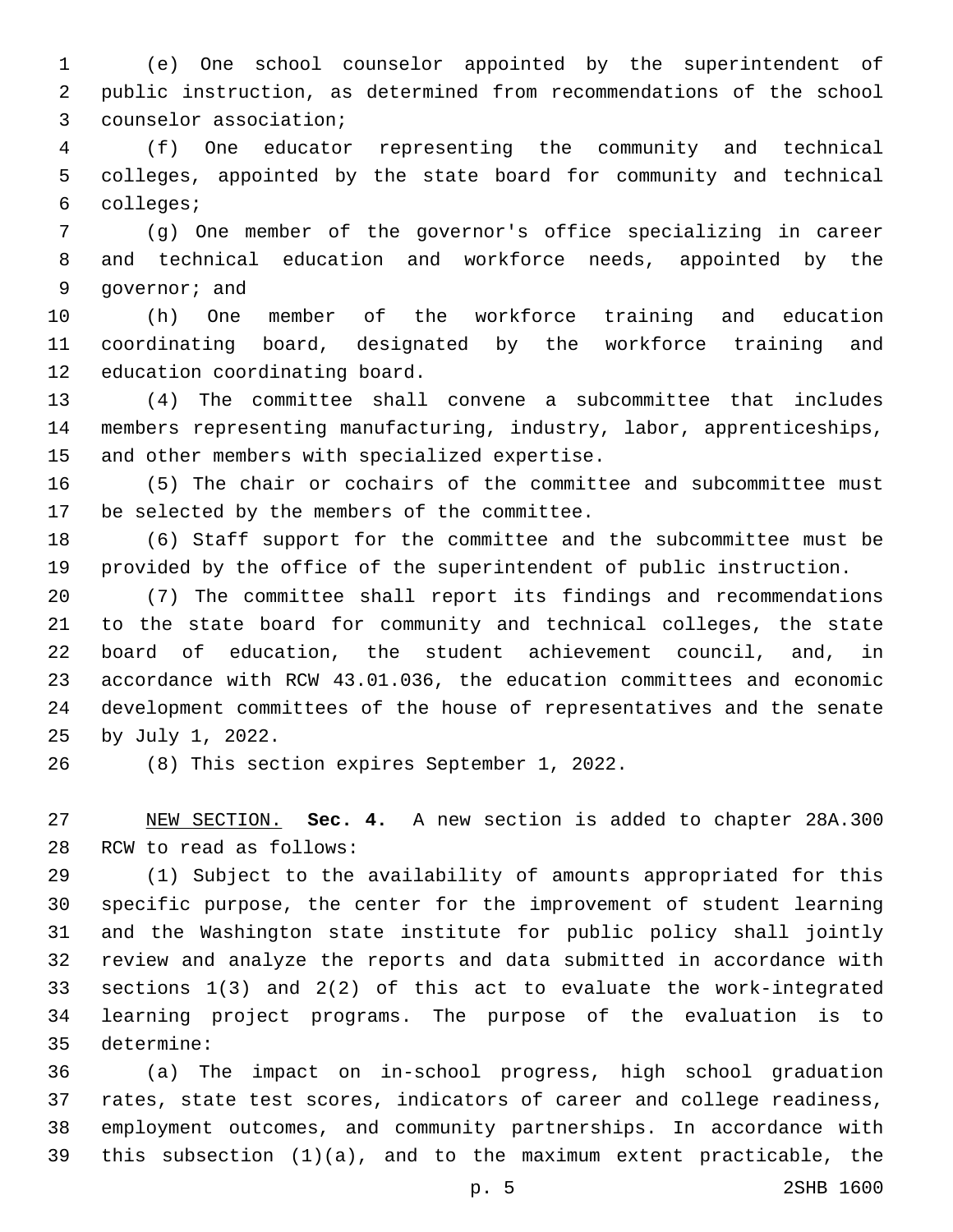(e) One school counselor appointed by the superintendent of public instruction, as determined from recommendations of the school counselor association;

(f) One educator representing the community and technical colleges, appointed by the state board for community and technical colleges;

(g) One member of the governor's office specializing in career and technical education and workforce needs, appointed by the governor; and

(h) One member of the workforce training and education coordinating board, designated by the workforce training and education coordinating board.

(4) The committee shall convene a subcommittee that includes members representing manufacturing, industry, labor, apprenticeships, and other members with specialized expertise.

(5) The chair or cochairs of the committee and subcommittee must be selected by the members of the committee.

(6) Staff support for the committee and the subcommittee must be provided by the office of the superintendent of public instruction.

(7) The committee shall report its findings and recommendations to the state board for community and technical colleges, the state board of education, the student achievement council, and, in accordance with RCW 43.01.036, the education committees and economic development committees of the house of representatives and the senate by July 1, 2022.

(8) This section expires September 1, 2022.

NEW SECTION. **Sec. 4.** A new section is added to chapter 28A.300 RCW to read as follows:

(1) Subject to the availability of amounts appropriated for this specific purpose, the center for the improvement of student learning and the Washington state institute for public policy shall jointly review and analyze the reports and data submitted in accordance with sections 1(3) and 2(2) of this act to evaluate the work-integrated learning project programs. The purpose of the evaluation is to determine:

(a) The impact on in-school progress, high school graduation rates, state test scores, indicators of career and college readiness, employment outcomes, and community partnerships. In accordance with this subsection (1)(a), and to the maximum extent practicable, the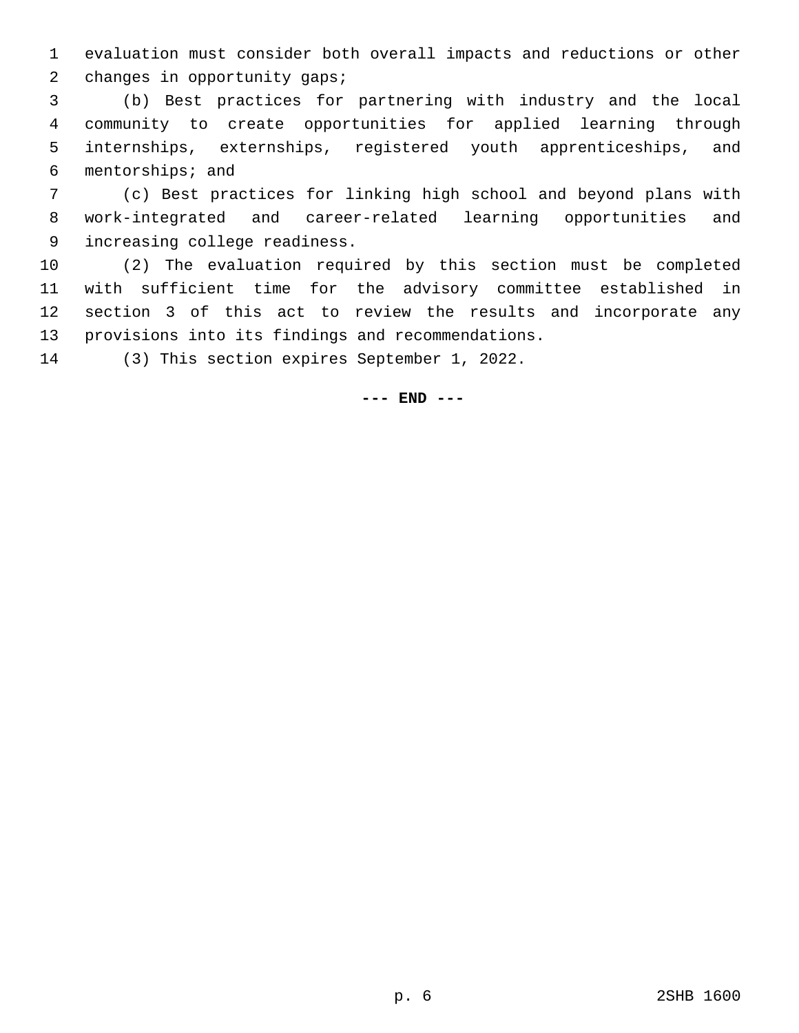evaluation must consider both overall impacts and reductions or other changes in opportunity gaps;

(b) Best practices for partnering with industry and the local community to create opportunities for applied learning through internships, externships, registered youth apprenticeships, and mentorships; and

(c) Best practices for linking high school and beyond plans with work-integrated and career-related learning opportunities and increasing college readiness.

(2) The evaluation required by this section must be completed with sufficient time for the advisory committee established in section 3 of this act to review the results and incorporate any provisions into its findings and recommendations.

(3) This section expires September 1, 2022.

**--- END ---**